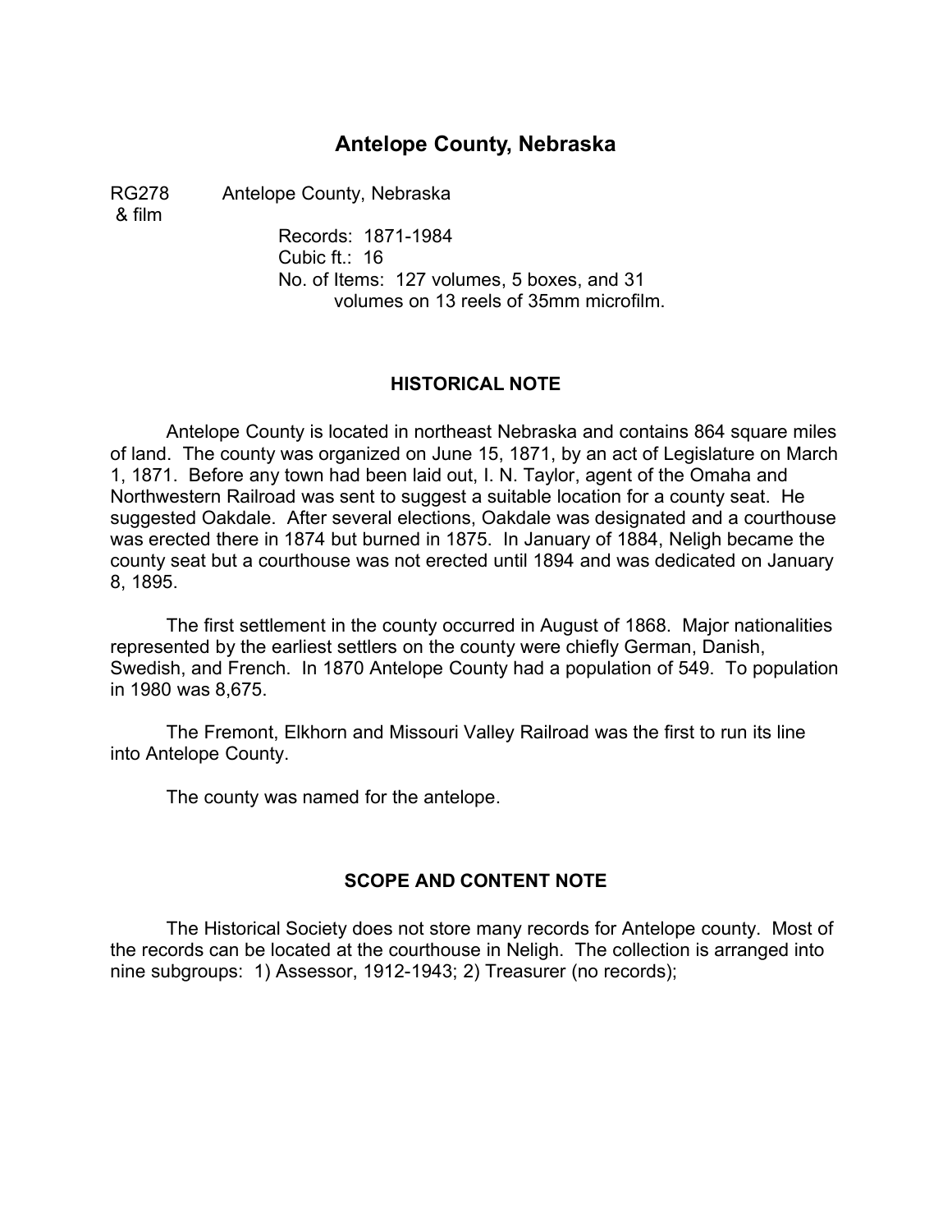# Antelope County, Nebraska

RG278 & film — Antelope County, Nebraska

Records: 1871-1984
Cubic ft.: 16
No. of Items: 127 volumes, 5 boxes, and 31 volumes on 13 reels of 35mm microfilm.

## HISTORICAL NOTE

Antelope County is located in northeast Nebraska and contains 864 square miles of land. The county was organized on June 15, 1871, by an act of Legislature on March 1, 1871. Before any town had been laid out, I. N. Taylor, agent of the Omaha and Northwestern Railroad was sent to suggest a suitable location for a county seat. He suggested Oakdale. After several elections, Oakdale was designated and a courthouse was erected there in 1874 but burned in 1875. In January of 1884, Neligh became the county seat but a courthouse was not erected until 1894 and was dedicated on January 8, 1895.

The first settlement in the county occurred in August of 1868. Major nationalities represented by the earliest settlers on the county were chiefly German, Danish, Swedish, and French. In 1870 Antelope County had a population of 549. To population in 1980 was 8,675.

The Fremont, Elkhorn and Missouri Valley Railroad was the first to run its line into Antelope County.

The county was named for the antelope.

## SCOPE AND CONTENT NOTE

The Historical Society does not store many records for Antelope county. Most of the records can be located at the courthouse in Neligh. The collection is arranged into nine subgroups: 1) Assessor, 1912-1943; 2) Treasurer (no records);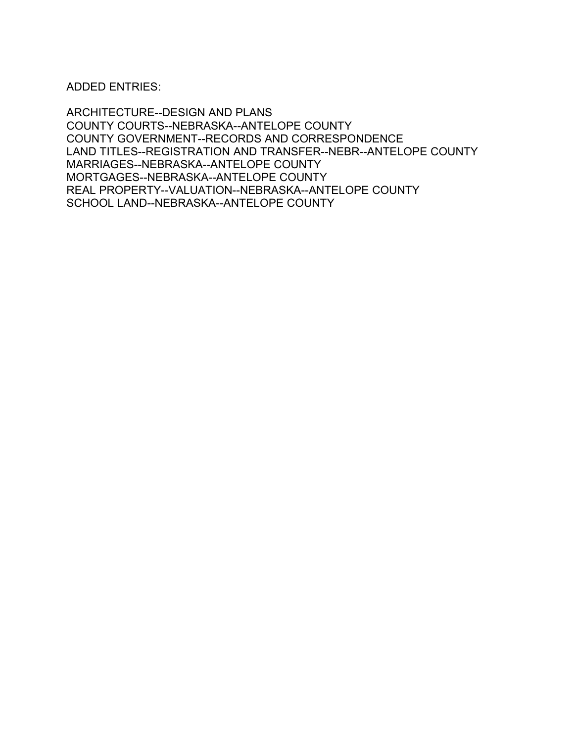ADDED ENTRIES:

ARCHITECTURE--DESIGN AND PLANS
COUNTY COURTS--NEBRASKA--ANTELOPE COUNTY
COUNTY GOVERNMENT--RECORDS AND CORRESPONDENCE
LAND TITLES--REGISTRATION AND TRANSFER--NEBR--ANTELOPE COUNTY
MARRIAGES--NEBRASKA--ANTELOPE COUNTY
MORTGAGES--NEBRASKA--ANTELOPE COUNTY
REAL PROPERTY--VALUATION--NEBRASKA--ANTELOPE COUNTY
SCHOOL LAND--NEBRASKA--ANTELOPE COUNTY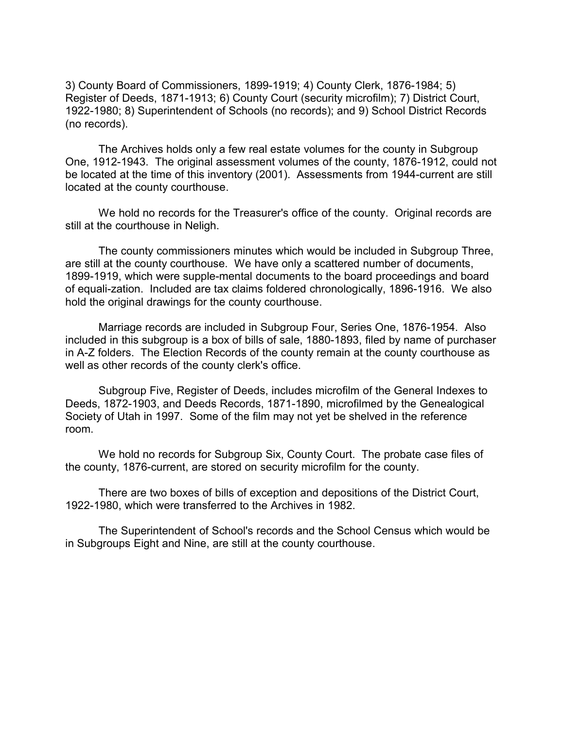3) County Board of Commissioners, 1899-1919; 4) County Clerk, 1876-1984; 5) Register of Deeds, 1871-1913; 6) County Court (security microfilm); 7) District Court, 1922-1980; 8) Superintendent of Schools (no records); and 9) School District Records (no records).

The Archives holds only a few real estate volumes for the county in Subgroup One, 1912-1943. The original assessment volumes of the county, 1876-1912, could not be located at the time of this inventory (2001). Assessments from 1944-current are still located at the county courthouse.

We hold no records for the Treasurer's office of the county. Original records are still at the courthouse in Neligh.

The county commissioners minutes which would be included in Subgroup Three, are still at the county courthouse. We have only a scattered number of documents, 1899-1919, which were supple-mental documents to the board proceedings and board of equali-zation. Included are tax claims foldered chronologically, 1896-1916. We also hold the original drawings for the county courthouse.

Marriage records are included in Subgroup Four, Series One, 1876-1954. Also included in this subgroup is a box of bills of sale, 1880-1893, filed by name of purchaser in A-Z folders. The Election Records of the county remain at the county courthouse as well as other records of the county clerk's office.

Subgroup Five, Register of Deeds, includes microfilm of the General Indexes to Deeds, 1872-1903, and Deeds Records, 1871-1890, microfilmed by the Genealogical Society of Utah in 1997. Some of the film may not yet be shelved in the reference room.

We hold no records for Subgroup Six, County Court. The probate case files of the county, 1876-current, are stored on security microfilm for the county.

There are two boxes of bills of exception and depositions of the District Court, 1922-1980, which were transferred to the Archives in 1982.

The Superintendent of School's records and the School Census which would be in Subgroups Eight and Nine, are still at the county courthouse.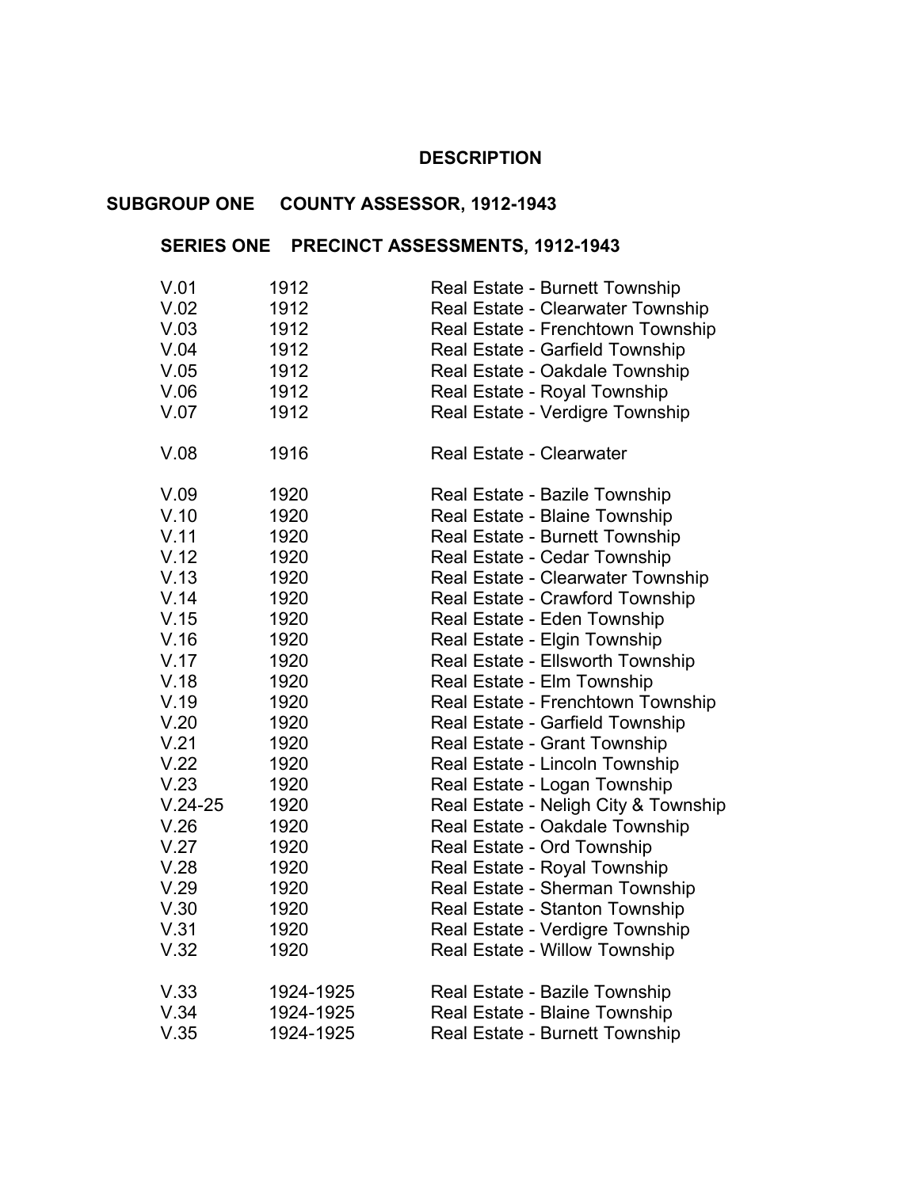## DESCRIPTION

### SUBGROUP ONE COUNTY ASSESSOR, 1912-1943

#### SERIES ONE PRECINCT ASSESSMENTS, 1912-1943

| | | |
|---|---|---|
| V.01 | 1912 | Real Estate - Burnett Township |
| V.02 | 1912 | Real Estate - Clearwater Township |
| V.03 | 1912 | Real Estate - Frenchtown Township |
| V.04 | 1912 | Real Estate - Garfield Township |
| V.05 | 1912 | Real Estate - Oakdale Township |
| V.06 | 1912 | Real Estate - Royal Township |
| V.07 | 1912 | Real Estate - Verdigre Township |
| V.08 | 1916 | Real Estate - Clearwater |
| V.09 | 1920 | Real Estate - Bazile Township |
| V.10 | 1920 | Real Estate - Blaine Township |
| V.11 | 1920 | Real Estate - Burnett Township |
| V.12 | 1920 | Real Estate - Cedar Township |
| V.13 | 1920 | Real Estate - Clearwater Township |
| V.14 | 1920 | Real Estate - Crawford Township |
| V.15 | 1920 | Real Estate - Eden Township |
| V.16 | 1920 | Real Estate - Elgin Township |
| V.17 | 1920 | Real Estate - Ellsworth Township |
| V.18 | 1920 | Real Estate - Elm Township |
| V.19 | 1920 | Real Estate - Frenchtown Township |
| V.20 | 1920 | Real Estate - Garfield Township |
| V.21 | 1920 | Real Estate - Grant Township |
| V.22 | 1920 | Real Estate - Lincoln Township |
| V.23 | 1920 | Real Estate - Logan Township |
| V.24-25 | 1920 | Real Estate - Neligh City & Township |
| V.26 | 1920 | Real Estate - Oakdale Township |
| V.27 | 1920 | Real Estate - Ord Township |
| V.28 | 1920 | Real Estate - Royal Township |
| V.29 | 1920 | Real Estate - Sherman Township |
| V.30 | 1920 | Real Estate - Stanton Township |
| V.31 | 1920 | Real Estate - Verdigre Township |
| V.32 | 1920 | Real Estate - Willow Township |
| V.33 | 1924-1925 | Real Estate - Bazile Township |
| V.34 | 1924-1925 | Real Estate - Blaine Township |
| V.35 | 1924-1925 | Real Estate - Burnett Township |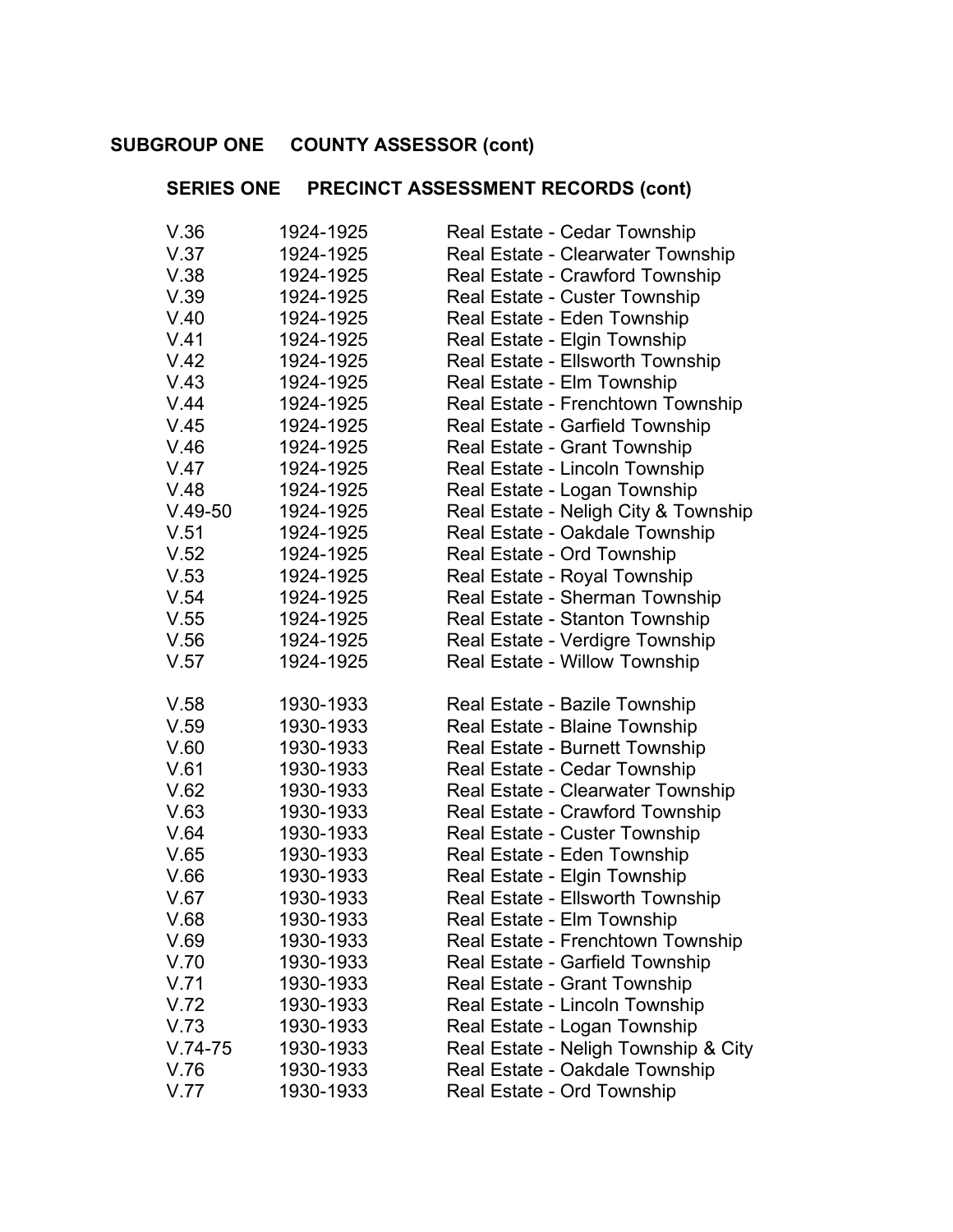**SUBGROUP ONE COUNTY ASSESSOR (cont)**

**SERIES ONE PRECINCT ASSESSMENT RECORDS (cont)**

| | | |
|---|---|---|
| V.36 | 1924-1925 | Real Estate - Cedar Township |
| V.37 | 1924-1925 | Real Estate - Clearwater Township |
| V.38 | 1924-1925 | Real Estate - Crawford Township |
| V.39 | 1924-1925 | Real Estate - Custer Township |
| V.40 | 1924-1925 | Real Estate - Eden Township |
| V.41 | 1924-1925 | Real Estate - Elgin Township |
| V.42 | 1924-1925 | Real Estate - Ellsworth Township |
| V.43 | 1924-1925 | Real Estate - Elm Township |
| V.44 | 1924-1925 | Real Estate - Frenchtown Township |
| V.45 | 1924-1925 | Real Estate - Garfield Township |
| V.46 | 1924-1925 | Real Estate - Grant Township |
| V.47 | 1924-1925 | Real Estate - Lincoln Township |
| V.48 | 1924-1925 | Real Estate - Logan Township |
| V.49-50 | 1924-1925 | Real Estate - Neligh City & Township |
| V.51 | 1924-1925 | Real Estate - Oakdale Township |
| V.52 | 1924-1925 | Real Estate - Ord Township |
| V.53 | 1924-1925 | Real Estate - Royal Township |
| V.54 | 1924-1925 | Real Estate - Sherman Township |
| V.55 | 1924-1925 | Real Estate - Stanton Township |
| V.56 | 1924-1925 | Real Estate - Verdigre Township |
| V.57 | 1924-1925 | Real Estate - Willow Township |
| | | |
| V.58 | 1930-1933 | Real Estate - Bazile Township |
| V.59 | 1930-1933 | Real Estate - Blaine Township |
| V.60 | 1930-1933 | Real Estate - Burnett Township |
| V.61 | 1930-1933 | Real Estate - Cedar Township |
| V.62 | 1930-1933 | Real Estate - Clearwater Township |
| V.63 | 1930-1933 | Real Estate - Crawford Township |
| V.64 | 1930-1933 | Real Estate - Custer Township |
| V.65 | 1930-1933 | Real Estate - Eden Township |
| V.66 | 1930-1933 | Real Estate - Elgin Township |
| V.67 | 1930-1933 | Real Estate - Ellsworth Township |
| V.68 | 1930-1933 | Real Estate - Elm Township |
| V.69 | 1930-1933 | Real Estate - Frenchtown Township |
| V.70 | 1930-1933 | Real Estate - Garfield Township |
| V.71 | 1930-1933 | Real Estate - Grant Township |
| V.72 | 1930-1933 | Real Estate - Lincoln Township |
| V.73 | 1930-1933 | Real Estate - Logan Township |
| V.74-75 | 1930-1933 | Real Estate - Neligh Township & City |
| V.76 | 1930-1933 | Real Estate - Oakdale Township |
| V.77 | 1930-1933 | Real Estate - Ord Township |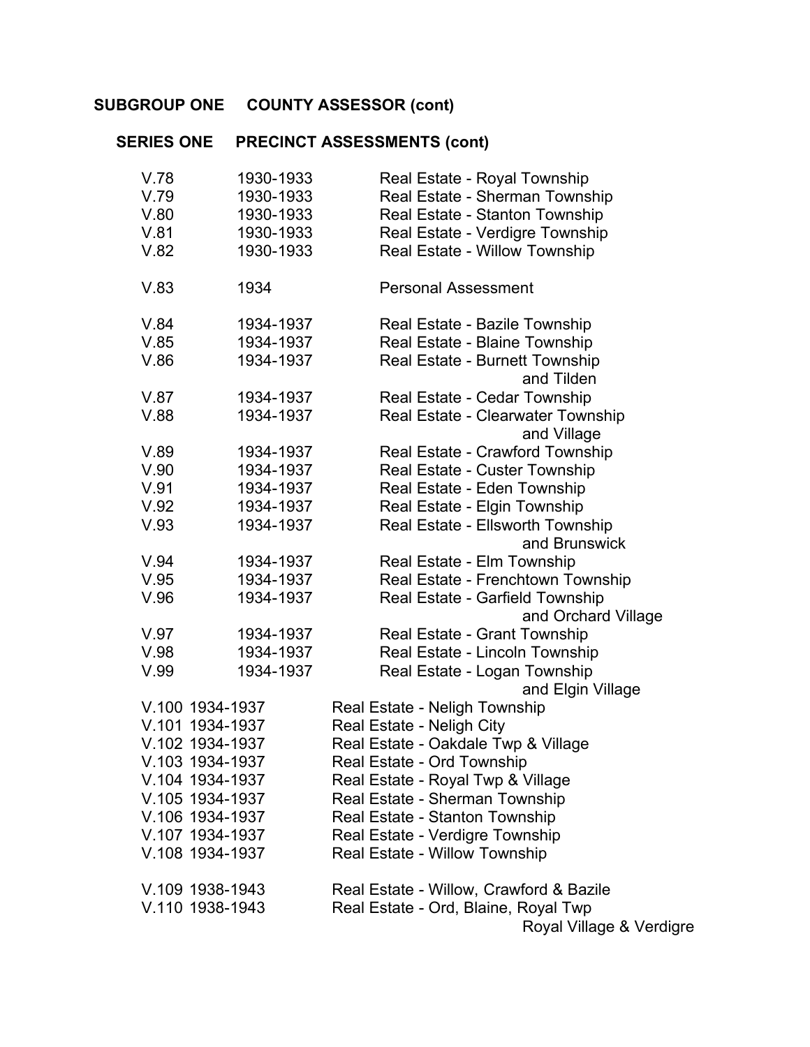## SUBGROUP ONE COUNTY ASSESSOR (cont)

### SERIES ONE PRECINCT ASSESSMENTS (cont)

| | | |
|---|---|---|
| V.78 | 1930-1933 | Real Estate - Royal Township |
| V.79 | 1930-1933 | Real Estate - Sherman Township |
| V.80 | 1930-1933 | Real Estate - Stanton Township |
| V.81 | 1930-1933 | Real Estate - Verdigre Township |
| V.82 | 1930-1933 | Real Estate - Willow Township |
| V.83 | 1934 | Personal Assessment |
| V.84 | 1934-1937 | Real Estate - Bazile Township |
| V.85 | 1934-1937 | Real Estate - Blaine Township |
| V.86 | 1934-1937 | Real Estate - Burnett Township and Tilden |
| V.87 | 1934-1937 | Real Estate - Cedar Township |
| V.88 | 1934-1937 | Real Estate - Clearwater Township and Village |
| V.89 | 1934-1937 | Real Estate - Crawford Township |
| V.90 | 1934-1937 | Real Estate - Custer Township |
| V.91 | 1934-1937 | Real Estate - Eden Township |
| V.92 | 1934-1937 | Real Estate - Elgin Township |
| V.93 | 1934-1937 | Real Estate - Ellsworth Township and Brunswick |
| V.94 | 1934-1937 | Real Estate - Elm Township |
| V.95 | 1934-1937 | Real Estate - Frenchtown Township |
| V.96 | 1934-1937 | Real Estate - Garfield Township and Orchard Village |
| V.97 | 1934-1937 | Real Estate - Grant Township |
| V.98 | 1934-1937 | Real Estate - Lincoln Township |
| V.99 | 1934-1937 | Real Estate - Logan Township and Elgin Village |
| V.100 | 1934-1937 | Real Estate - Neligh Township |
| V.101 | 1934-1937 | Real Estate - Neligh City |
| V.102 | 1934-1937 | Real Estate - Oakdale Twp & Village |
| V.103 | 1934-1937 | Real Estate - Ord Township |
| V.104 | 1934-1937 | Real Estate - Royal Twp & Village |
| V.105 | 1934-1937 | Real Estate - Sherman Township |
| V.106 | 1934-1937 | Real Estate - Stanton Township |
| V.107 | 1934-1937 | Real Estate - Verdigre Township |
| V.108 | 1934-1937 | Real Estate - Willow Township |
| V.109 | 1938-1943 | Real Estate - Willow, Crawford & Bazile |
| V.110 | 1938-1943 | Real Estate - Ord, Blaine, Royal Twp Royal Village & Verdigre |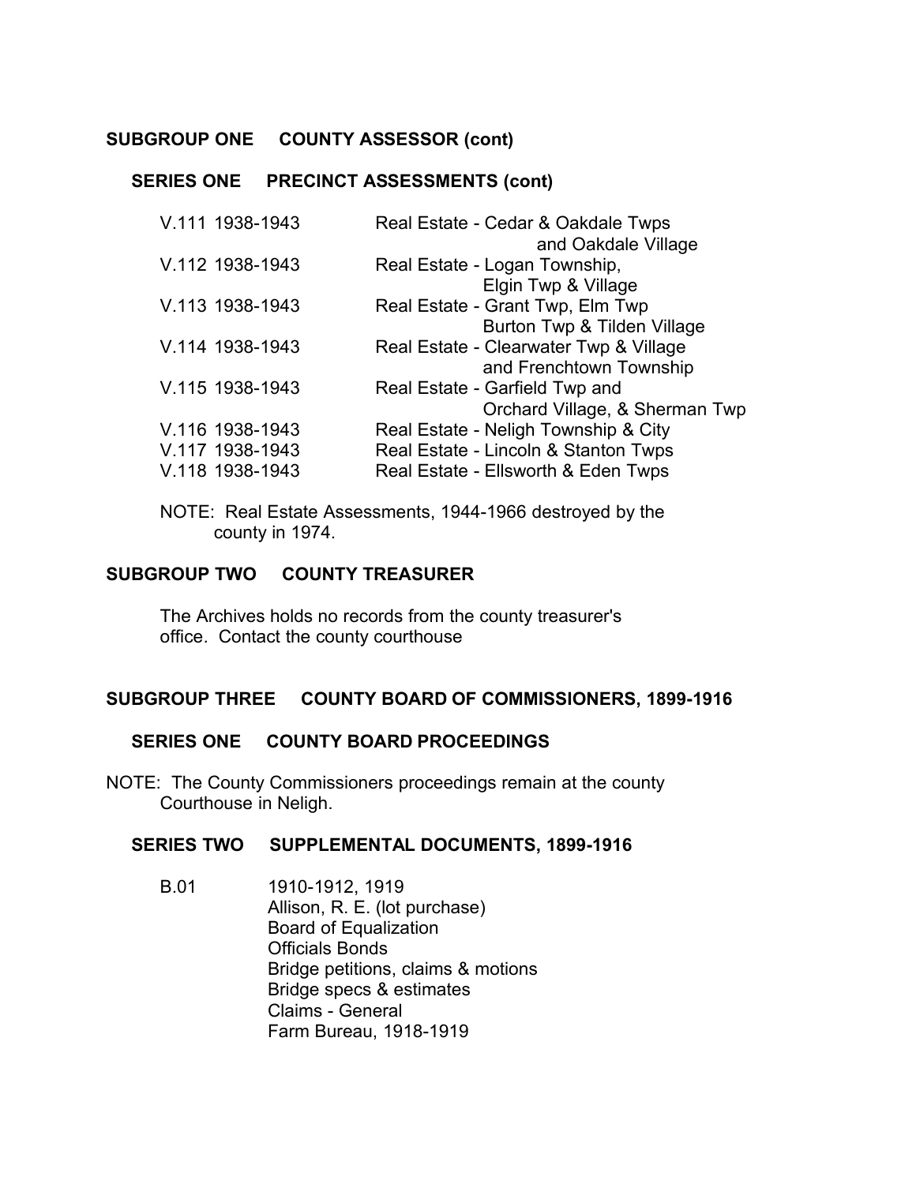## SUBGROUP ONE COUNTY ASSESSOR (cont)

### SERIES ONE PRECINCT ASSESSMENTS (cont)

| | |
|---|---|
| V.111 1938-1943 | Real Estate - Cedar & Oakdale Twps and Oakdale Village |
| V.112 1938-1943 | Real Estate - Logan Township, Elgin Twp & Village |
| V.113 1938-1943 | Real Estate - Grant Twp, Elm Twp Burton Twp & Tilden Village |
| V.114 1938-1943 | Real Estate - Clearwater Twp & Village and Frenchtown Township |
| V.115 1938-1943 | Real Estate - Garfield Twp and Orchard Village, & Sherman Twp |
| V.116 1938-1943 | Real Estate - Neligh Township & City |
| V.117 1938-1943 | Real Estate - Lincoln & Stanton Twps |
| V.118 1938-1943 | Real Estate - Ellsworth & Eden Twps |

NOTE: Real Estate Assessments, 1944-1966 destroyed by the county in 1974.

## SUBGROUP TWO COUNTY TREASURER

The Archives holds no records from the county treasurer's office. Contact the county courthouse

## SUBGROUP THREE COUNTY BOARD OF COMMISSIONERS, 1899-1916

### SERIES ONE COUNTY BOARD PROCEEDINGS

NOTE: The County Commissioners proceedings remain at the county Courthouse in Neligh.

### SERIES TWO SUPPLEMENTAL DOCUMENTS, 1899-1916

B.01 1910-1912, 1919
- Allison, R. E. (lot purchase)
- Board of Equalization
- Officials Bonds
- Bridge petitions, claims & motions
- Bridge specs & estimates
- Claims - General
- Farm Bureau, 1918-1919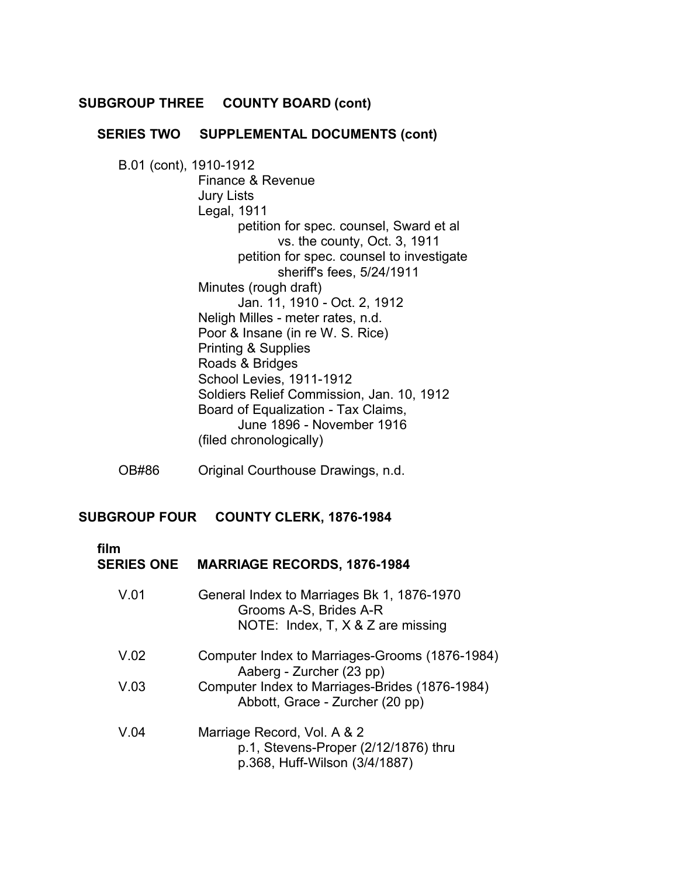## SUBGROUP THREE COUNTY BOARD (cont)

### SERIES TWO SUPPLEMENTAL DOCUMENTS (cont)

B.01 (cont), 1910-1912

- Finance & Revenue
- Jury Lists
- Legal, 1911
  - petition for spec. counsel, Sward et al vs. the county, Oct. 3, 1911
  - petition for spec. counsel to investigate sheriff's fees, 5/24/1911
- Minutes (rough draft)
  - Jan. 11, 1910 - Oct. 2, 1912
- Neligh Milles - meter rates, n.d.
- Poor & Insane (in re W. S. Rice)
- Printing & Supplies
- Roads & Bridges
- School Levies, 1911-1912
- Soldiers Relief Commission, Jan. 10, 1912
- Board of Equalization - Tax Claims,
  - June 1896 - November 1916
- (filed chronologically)

OB#86 Original Courthouse Drawings, n.d.

## SUBGROUP FOUR COUNTY CLERK, 1876-1984

### film SERIES ONE MARRIAGE RECORDS, 1876-1984

V.01 General Index to Marriages Bk 1, 1876-1970
- Grooms A-S, Brides A-R
- NOTE: Index, T, X & Z are missing

V.02 Computer Index to Marriages-Grooms (1876-1984)
- Aaberg - Zurcher (23 pp)

V.03 Computer Index to Marriages-Brides (1876-1984)
- Abbott, Grace - Zurcher (20 pp)

V.04 Marriage Record, Vol. A & 2
- p.1, Stevens-Proper (2/12/1876) thru
- p.368, Huff-Wilson (3/4/1887)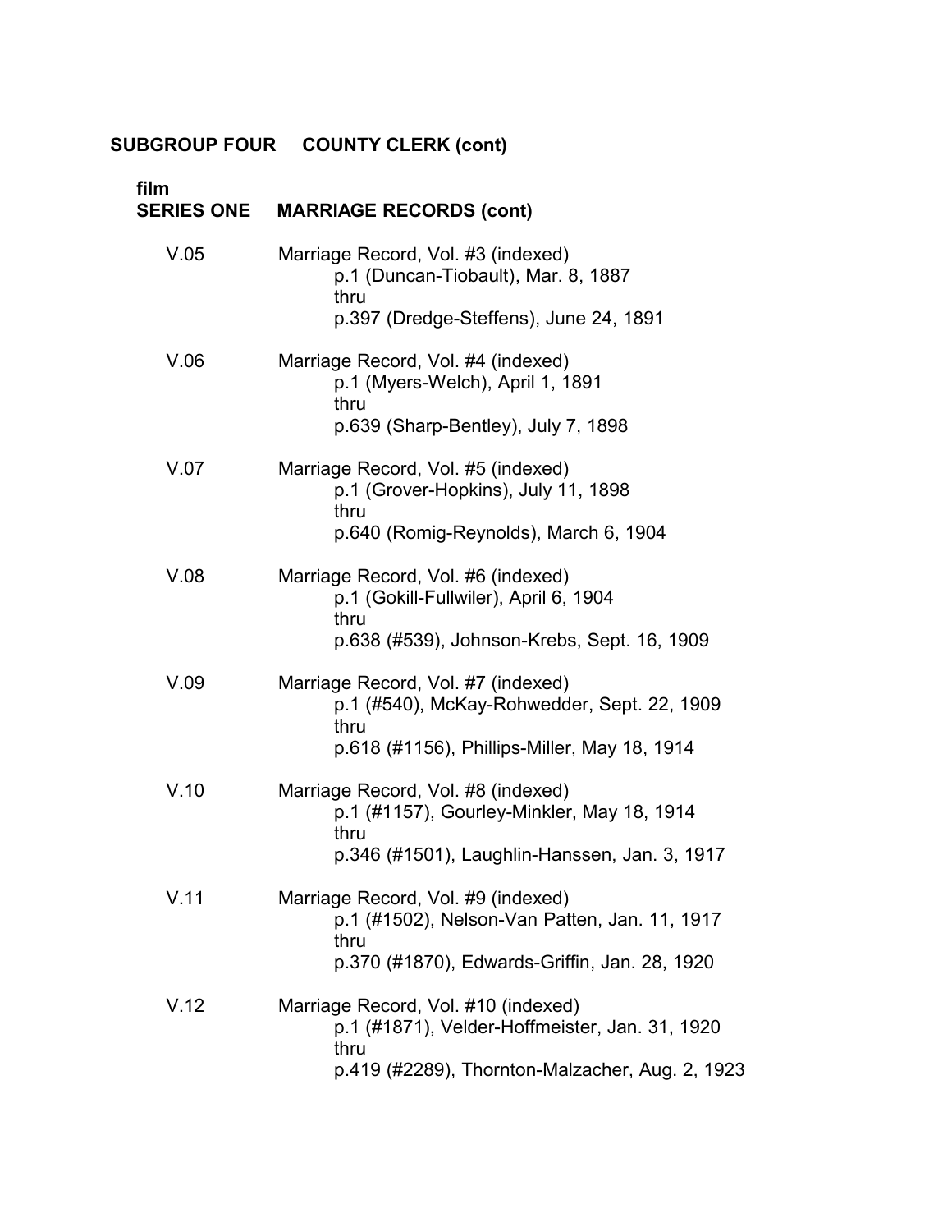## SUBGROUP FOUR COUNTY CLERK (cont)

### film SERIES ONE MARRIAGE RECORDS (cont)

V.05 Marriage Record, Vol. #3 (indexed)
p.1 (Duncan-Tiobault), Mar. 8, 1887
thru
p.397 (Dredge-Steffens), June 24, 1891

V.06 Marriage Record, Vol. #4 (indexed)
p.1 (Myers-Welch), April 1, 1891
thru
p.639 (Sharp-Bentley), July 7, 1898

V.07 Marriage Record, Vol. #5 (indexed)
p.1 (Grover-Hopkins), July 11, 1898
thru
p.640 (Romig-Reynolds), March 6, 1904

V.08 Marriage Record, Vol. #6 (indexed)
p.1 (Gokill-Fullwiler), April 6, 1904
thru
p.638 (#539), Johnson-Krebs, Sept. 16, 1909

V.09 Marriage Record, Vol. #7 (indexed)
p.1 (#540), McKay-Rohwedder, Sept. 22, 1909
thru
p.618 (#1156), Phillips-Miller, May 18, 1914

V.10 Marriage Record, Vol. #8 (indexed)
p.1 (#1157), Gourley-Minkler, May 18, 1914
thru
p.346 (#1501), Laughlin-Hanssen, Jan. 3, 1917

V.11 Marriage Record, Vol. #9 (indexed)
p.1 (#1502), Nelson-Van Patten, Jan. 11, 1917
thru
p.370 (#1870), Edwards-Griffin, Jan. 28, 1920

V.12 Marriage Record, Vol. #10 (indexed)
p.1 (#1871), Velder-Hoffmeister, Jan. 31, 1920
thru
p.419 (#2289), Thornton-Malzacher, Aug. 2, 1923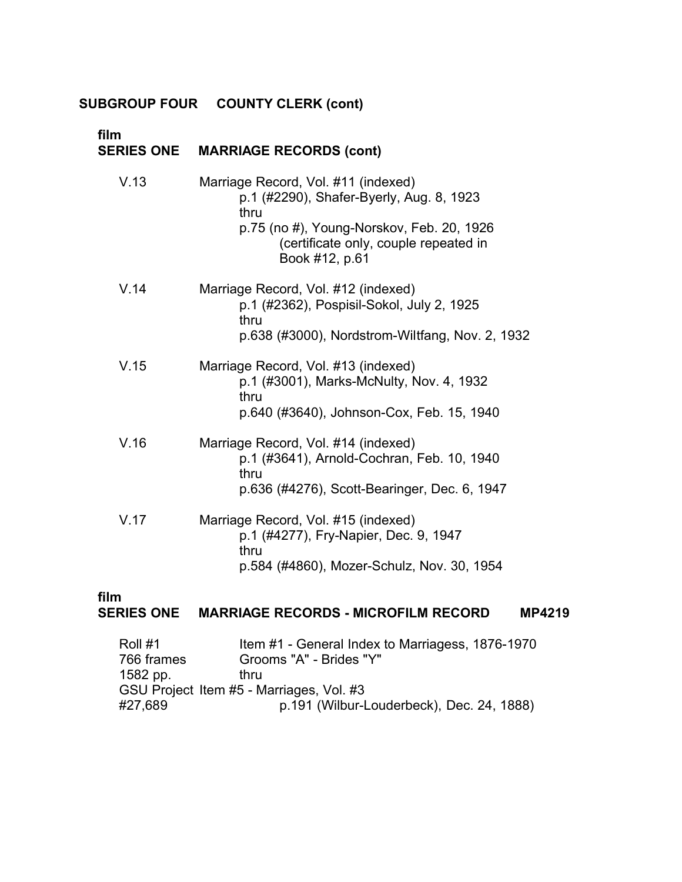## SUBGROUP FOUR COUNTY CLERK (cont)

### film SERIES ONE MARRIAGE RECORDS (cont)

V.13 Marriage Record, Vol. #11 (indexed)
p.1 (#2290), Shafer-Byerly, Aug. 8, 1923
thru
p.75 (no #), Young-Norskov, Feb. 20, 1926
(certificate only, couple repeated in
Book #12, p.61

V.14 Marriage Record, Vol. #12 (indexed)
p.1 (#2362), Pospisil-Sokol, July 2, 1925
thru
p.638 (#3000), Nordstrom-Wiltfang, Nov. 2, 1932

V.15 Marriage Record, Vol. #13 (indexed)
p.1 (#3001), Marks-McNulty, Nov. 4, 1932
thru
p.640 (#3640), Johnson-Cox, Feb. 15, 1940

V.16 Marriage Record, Vol. #14 (indexed)
p.1 (#3641), Arnold-Cochran, Feb. 10, 1940
thru
p.636 (#4276), Scott-Bearinger, Dec. 6, 1947

V.17 Marriage Record, Vol. #15 (indexed)
p.1 (#4277), Fry-Napier, Dec. 9, 1947
thru
p.584 (#4860), Mozer-Schulz, Nov. 30, 1954

### film SERIES ONE MARRIAGE RECORDS - MICROFILM RECORD MP4219

Roll #1
766 frames
1582 pp.
GSU Project
#27,689

Item #1 - General Index to Marriagess, 1876-1970
Grooms "A" - Brides "Y"
thru
Item #5 - Marriages, Vol. #3
p.191 (Wilbur-Louderbeck), Dec. 24, 1888)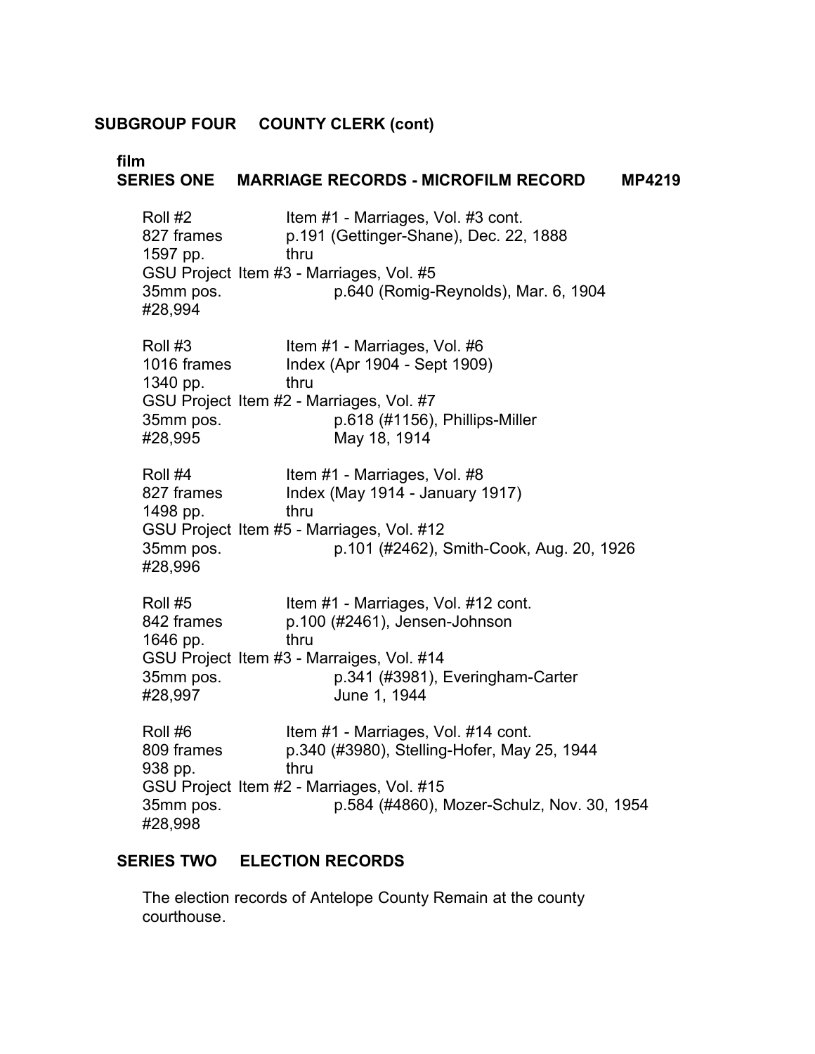## SUBGROUP FOUR COUNTY CLERK (cont)

**film**

### SERIES ONE MARRIAGE RECORDS - MICROFILM RECORD MP4219

Roll #2
827 frames
1597 pp.
GSU Project
35mm pos.
#28,994

Item #1 - Marriages, Vol. #3 cont.
p.191 (Gettinger-Shane), Dec. 22, 1888
thru
Item #3 - Marriages, Vol. #5
p.640 (Romig-Reynolds), Mar. 6, 1904

Roll #3
1016 frames
1340 pp.
GSU Project
35mm pos.
#28,995

Item #1 - Marriages, Vol. #6
Index (Apr 1904 - Sept 1909)
thru
Item #2 - Marriages, Vol. #7
p.618 (#1156), Phillips-Miller
May 18, 1914

Roll #4
827 frames
1498 pp.
GSU Project
35mm pos.
#28,996

Item #1 - Marriages, Vol. #8
Index (May 1914 - January 1917)
thru
Item #5 - Marriages, Vol. #12
p.101 (#2462), Smith-Cook, Aug. 20, 1926

Roll #5
842 frames
1646 pp.
GSU Project
35mm pos.
#28,997

Item #1 - Marriages, Vol. #12 cont.
p.100 (#2461), Jensen-Johnson
thru
Item #3 - Marraiges, Vol. #14
p.341 (#3981), Everingham-Carter
June 1, 1944

Roll #6
809 frames
938 pp.
GSU Project
35mm pos.
#28,998

Item #1 - Marriages, Vol. #14 cont.
p.340 (#3980), Stelling-Hofer, May 25, 1944
thru
Item #2 - Marriages, Vol. #15
p.584 (#4860), Mozer-Schulz, Nov. 30, 1954

### SERIES TWO ELECTION RECORDS

The election records of Antelope County Remain at the county courthouse.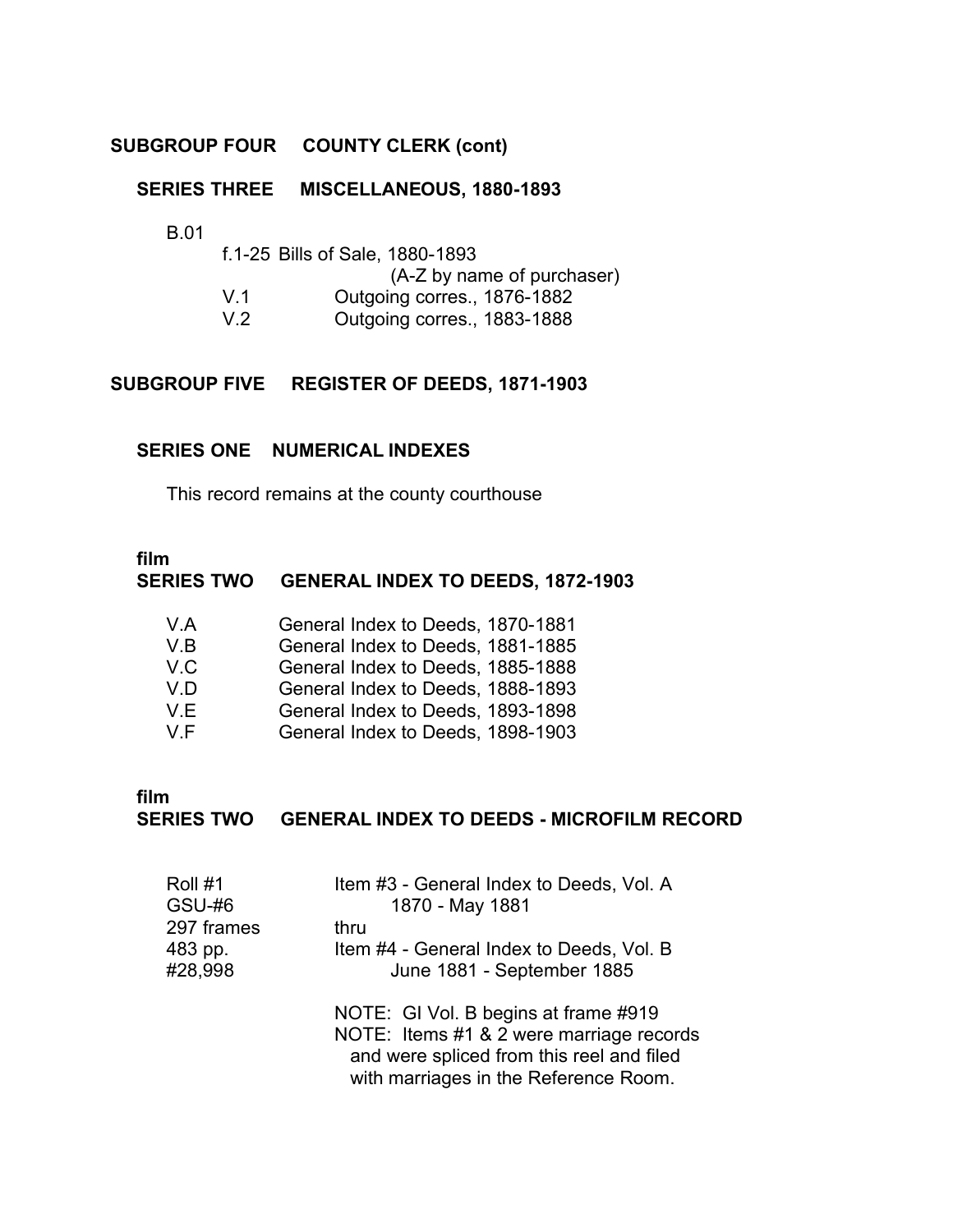## SUBGROUP FOUR COUNTY CLERK (cont)

### SERIES THREE MISCELLANEOUS, 1880-1893

B.01

| | |
|---|---|
| f.1-25 | Bills of Sale, 1880-1893 (A-Z by name of purchaser) |
| V.1 | Outgoing corres., 1876-1882 |
| V.2 | Outgoing corres., 1883-1888 |

## SUBGROUP FIVE REGISTER OF DEEDS, 1871-1903

### SERIES ONE NUMERICAL INDEXES

This record remains at the county courthouse

**film**

### SERIES TWO GENERAL INDEX TO DEEDS, 1872-1903

| | |
|---|---|
| V.A | General Index to Deeds, 1870-1881 |
| V.B | General Index to Deeds, 1881-1885 |
| V.C | General Index to Deeds, 1885-1888 |
| V.D | General Index to Deeds, 1888-1893 |
| V.E | General Index to Deeds, 1893-1898 |
| V.F | General Index to Deeds, 1898-1903 |

**film**

### SERIES TWO GENERAL INDEX TO DEEDS - MICROFILM RECORD

| | |
|---|---|
| Roll #1 | Item #3 - General Index to Deeds, Vol. A |
| GSU-#6 | 1870 - May 1881 |
| 297 frames | thru |
| 483 pp. | Item #4 - General Index to Deeds, Vol. B |
| #28,998 | June 1881 - September 1885 |

NOTE: GI Vol. B begins at frame #919

NOTE: Items #1 & 2 were marriage records and were spliced from this reel and filed with marriages in the Reference Room.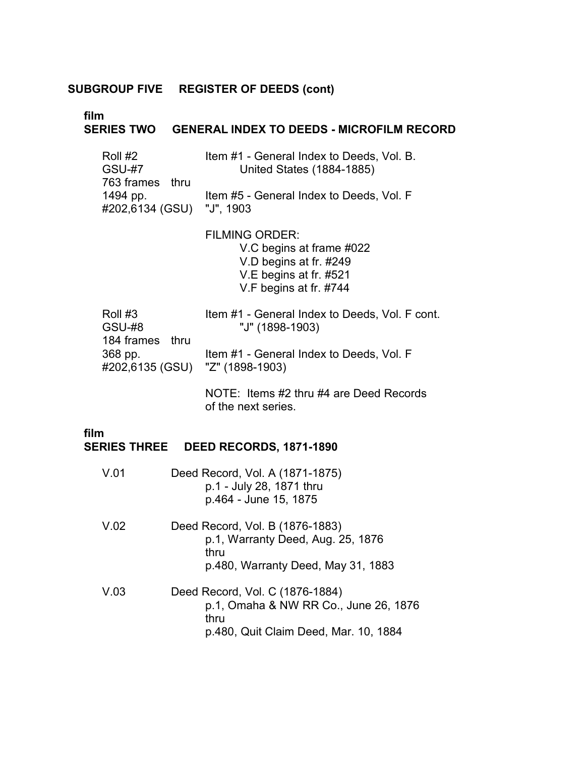**SUBGROUP FIVE REGISTER OF DEEDS (cont)**

**film**
**SERIES TWO GENERAL INDEX TO DEEDS - MICROFILM RECORD**

| | |
|---|---|
| Roll #2<br>GSU-#7<br>763 frames thru<br>1494 pp.<br>#202,6134 (GSU) | Item #1 - General Index to Deeds, Vol. B.<br>United States (1884-1885)<br><br>Item #5 - General Index to Deeds, Vol. F<br>"J", 1903<br><br>FILMING ORDER:<br>V.C begins at frame #022<br>V.D begins at fr. #249<br>V.E begins at fr. #521<br>V.F begins at fr. #744 |
| Roll #3<br>GSU-#8<br>184 frames thru<br>368 pp.<br>#202,6135 (GSU) | Item #1 - General Index to Deeds, Vol. F cont.<br>"J" (1898-1903)<br><br>Item #1 - General Index to Deeds, Vol. F<br>"Z" (1898-1903)<br><br>NOTE: Items #2 thru #4 are Deed Records of the next series. |

**film**
**SERIES THREE DEED RECORDS, 1871-1890**

| | |
|---|---|
| V.01 | Deed Record, Vol. A (1871-1875)<br>p.1 - July 28, 1871 thru<br>p.464 - June 15, 1875 |
| V.02 | Deed Record, Vol. B (1876-1883)<br>p.1, Warranty Deed, Aug. 25, 1876<br>thru<br>p.480, Warranty Deed, May 31, 1883 |
| V.03 | Deed Record, Vol. C (1876-1884)<br>p.1, Omaha & NW RR Co., June 26, 1876<br>thru<br>p.480, Quit Claim Deed, Mar. 10, 1884 |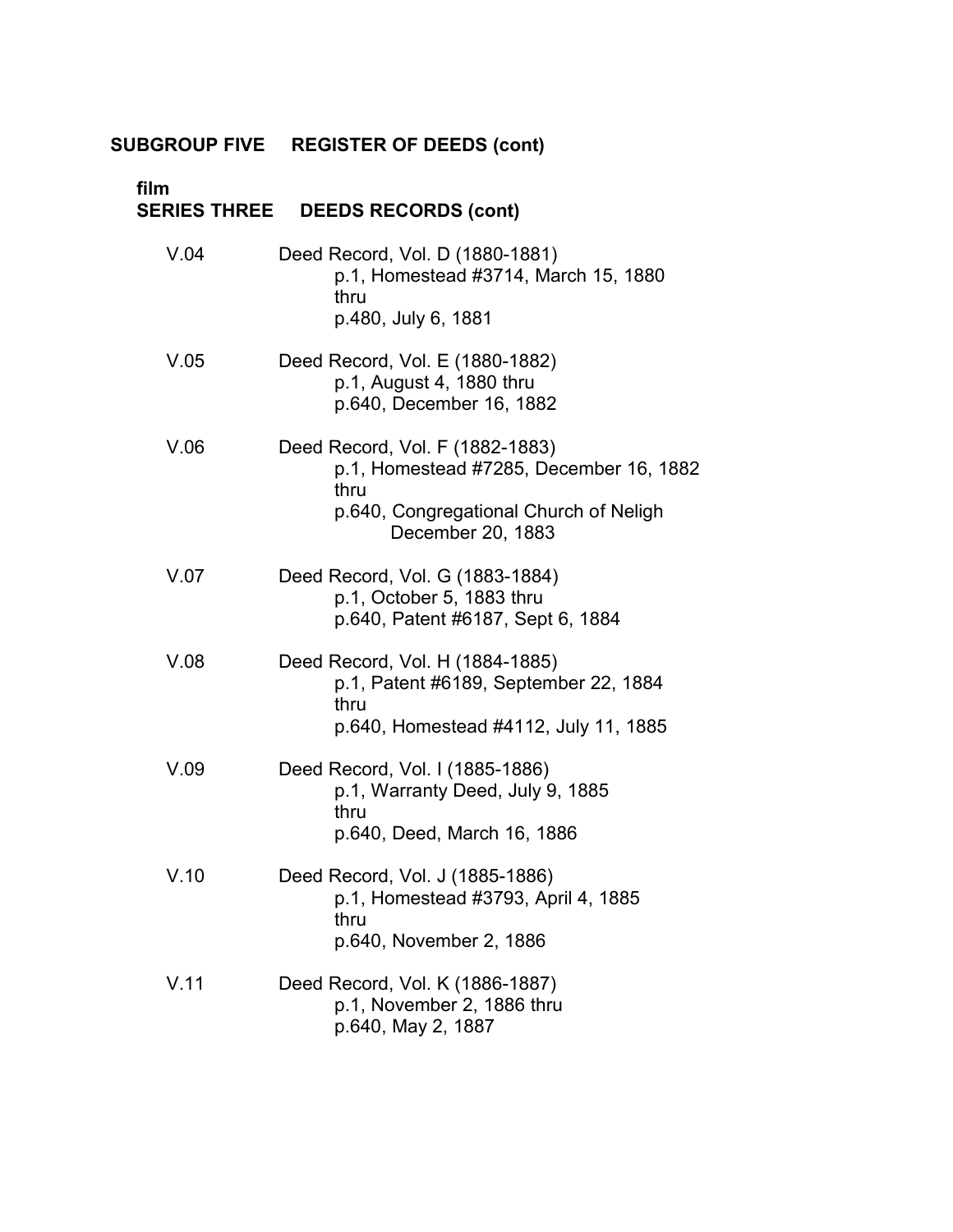**SUBGROUP FIVE REGISTER OF DEEDS (cont)**

**film**
**SERIES THREE DEEDS RECORDS (cont)**

V.04 Deed Record, Vol. D (1880-1881)
p.1, Homestead #3714, March 15, 1880
thru
p.480, July 6, 1881

V.05 Deed Record, Vol. E (1880-1882)
p.1, August 4, 1880 thru
p.640, December 16, 1882

V.06 Deed Record, Vol. F (1882-1883)
p.1, Homestead #7285, December 16, 1882
thru
p.640, Congregational Church of Neligh
December 20, 1883

V.07 Deed Record, Vol. G (1883-1884)
p.1, October 5, 1883 thru
p.640, Patent #6187, Sept 6, 1884

V.08 Deed Record, Vol. H (1884-1885)
p.1, Patent #6189, September 22, 1884
thru
p.640, Homestead #4112, July 11, 1885

V.09 Deed Record, Vol. I (1885-1886)
p.1, Warranty Deed, July 9, 1885
thru
p.640, Deed, March 16, 1886

V.10 Deed Record, Vol. J (1885-1886)
p.1, Homestead #3793, April 4, 1885
thru
p.640, November 2, 1886

V.11 Deed Record, Vol. K (1886-1887)
p.1, November 2, 1886 thru
p.640, May 2, 1887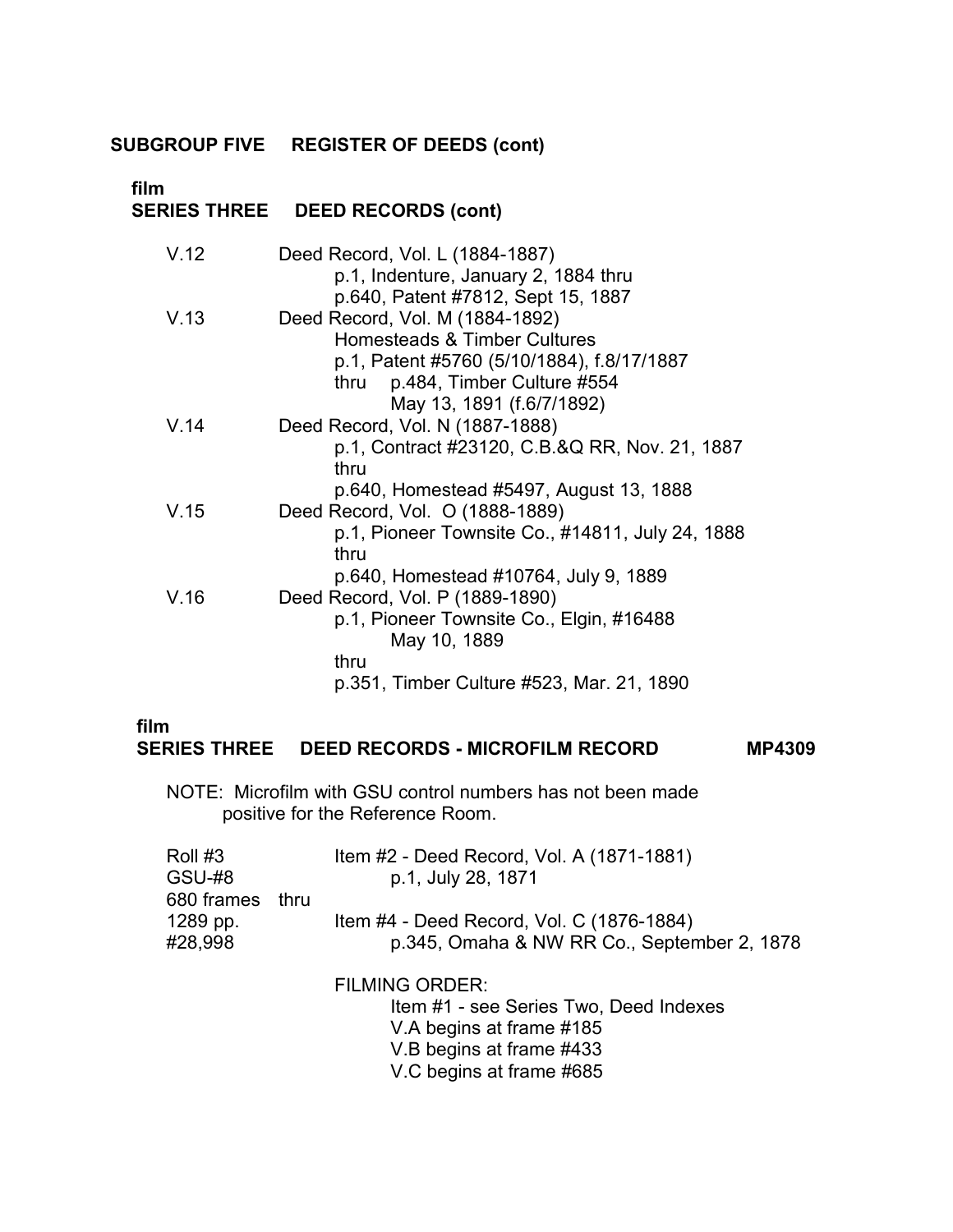**SUBGROUP FIVE REGISTER OF DEEDS (cont)**

**film**
**SERIES THREE DEED RECORDS (cont)**

V.12 Deed Record, Vol. L (1884-1887)
 p.1, Indenture, January 2, 1884 thru
 p.640, Patent #7812, Sept 15, 1887

V.13 Deed Record, Vol. M (1884-1892)
 Homesteads & Timber Cultures
 p.1, Patent #5760 (5/10/1884), f.8/17/1887
 thru p.484, Timber Culture #554
 May 13, 1891 (f.6/7/1892)

V.14 Deed Record, Vol. N (1887-1888)
 p.1, Contract #23120, C.B.&Q RR, Nov. 21, 1887
 thru
 p.640, Homestead #5497, August 13, 1888

V.15 Deed Record, Vol. O (1888-1889)
 p.1, Pioneer Townsite Co., #14811, July 24, 1888
 thru
 p.640, Homestead #10764, July 9, 1889

V.16 Deed Record, Vol. P (1889-1890)
 p.1, Pioneer Townsite Co., Elgin, #16488
 May 10, 1889
 thru
 p.351, Timber Culture #523, Mar. 21, 1890

**film**
**SERIES THREE DEED RECORDS - MICROFILM RECORD MP4309**

NOTE: Microfilm with GSU control numbers has not been made positive for the Reference Room.

Roll #3
GSU-#8
680 frames
1289 pp.
#28,998

Item #2 - Deed Record, Vol. A (1871-1881)
 p.1, July 28, 1871
thru
Item #4 - Deed Record, Vol. C (1876-1884)
 p.345, Omaha & NW RR Co., September 2, 1878

FILMING ORDER:
 Item #1 - see Series Two, Deed Indexes
 V.A begins at frame #185
 V.B begins at frame #433
 V.C begins at frame #685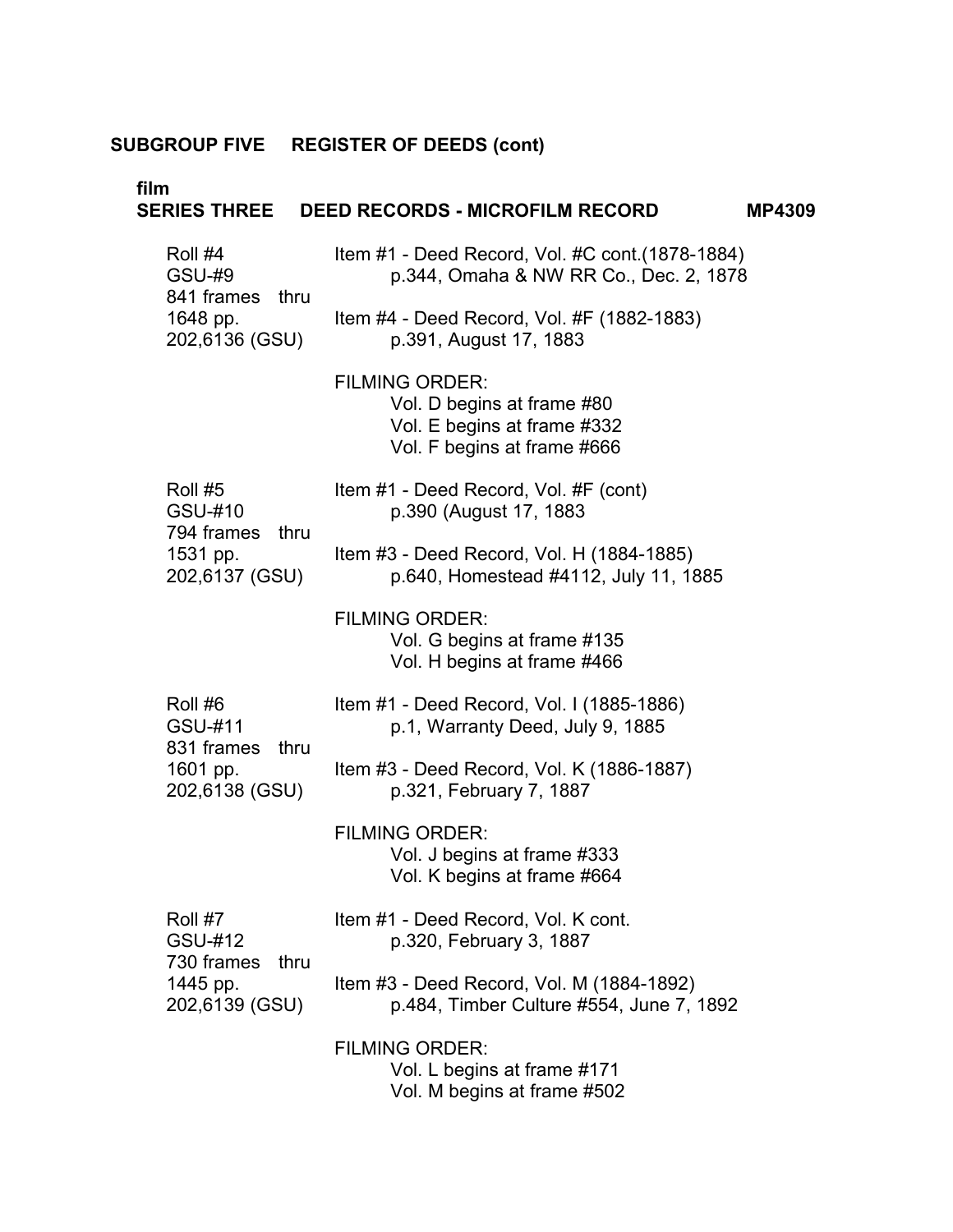**SUBGROUP FIVE REGISTER OF DEEDS (cont)**

**film**
**SERIES THREE DEED RECORDS - MICROFILM RECORD MP4309**

| | |
|---|---|
| Roll #4<br>GSU-#9<br>841 frames thru<br>1648 pp.<br>202,6136 (GSU) | Item #1 - Deed Record, Vol. #C cont.(1878-1884)<br>p.344, Omaha & NW RR Co., Dec. 2, 1878<br><br>Item #4 - Deed Record, Vol. #F (1882-1883)<br>p.391, August 17, 1883<br><br>FILMING ORDER:<br>Vol. D begins at frame #80<br>Vol. E begins at frame #332<br>Vol. F begins at frame #666 |
| Roll #5<br>GSU-#10<br>794 frames thru<br>1531 pp.<br>202,6137 (GSU) | Item #1 - Deed Record, Vol. #F (cont)<br>p.390 (August 17, 1883<br><br>Item #3 - Deed Record, Vol. H (1884-1885)<br>p.640, Homestead #4112, July 11, 1885<br><br>FILMING ORDER:<br>Vol. G begins at frame #135<br>Vol. H begins at frame #466 |
| Roll #6<br>GSU-#11<br>831 frames thru<br>1601 pp.<br>202,6138 (GSU) | Item #1 - Deed Record, Vol. I (1885-1886)<br>p.1, Warranty Deed, July 9, 1885<br><br>Item #3 - Deed Record, Vol. K (1886-1887)<br>p.321, February 7, 1887<br><br>FILMING ORDER:<br>Vol. J begins at frame #333<br>Vol. K begins at frame #664 |
| Roll #7<br>GSU-#12<br>730 frames thru<br>1445 pp.<br>202,6139 (GSU) | Item #1 - Deed Record, Vol. K cont.<br>p.320, February 3, 1887<br><br>Item #3 - Deed Record, Vol. M (1884-1892)<br>p.484, Timber Culture #554, June 7, 1892<br><br>FILMING ORDER:<br>Vol. L begins at frame #171<br>Vol. M begins at frame #502 |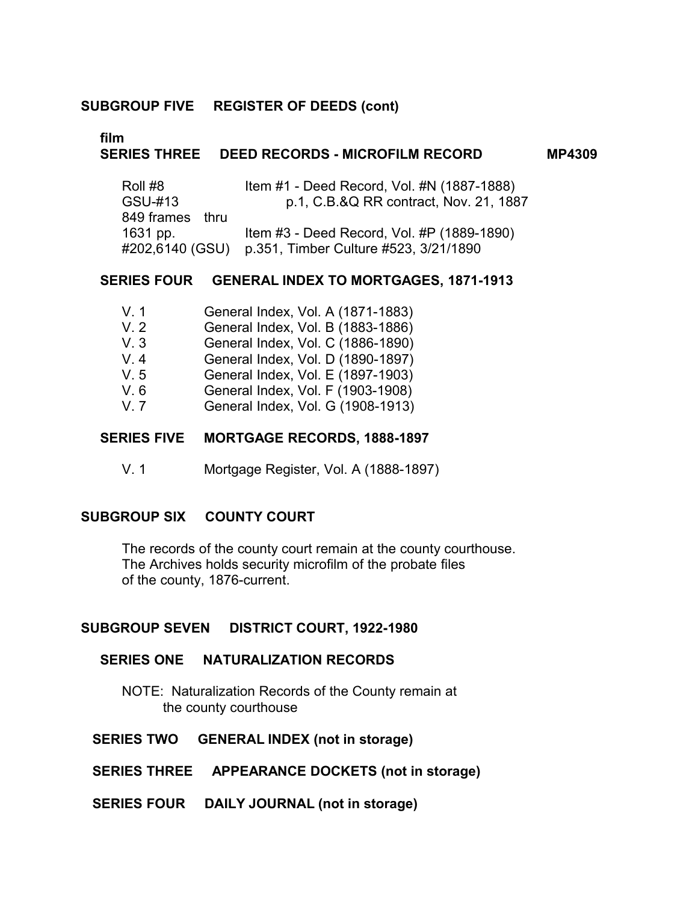## SUBGROUP FIVE REGISTER OF DEEDS (cont)

### film
### SERIES THREE DEED RECORDS - MICROFILM RECORD MP4309

| | |
|---|---|
| Roll #8 | Item #1 - Deed Record, Vol. #N (1887-1888) |
| GSU-#13 | p.1, C.B.&Q RR contract, Nov. 21, 1887 |
| 849 frames thru | |
| 1631 pp. | Item #3 - Deed Record, Vol. #P (1889-1890) |
| #202,6140 (GSU) | p.351, Timber Culture #523, 3/21/1890 |

### SERIES FOUR GENERAL INDEX TO MORTGAGES, 1871-1913

| | |
|---|---|
| V. 1 | General Index, Vol. A (1871-1883) |
| V. 2 | General Index, Vol. B (1883-1886) |
| V. 3 | General Index, Vol. C (1886-1890) |
| V. 4 | General Index, Vol. D (1890-1897) |
| V. 5 | General Index, Vol. E (1897-1903) |
| V. 6 | General Index, Vol. F (1903-1908) |
| V. 7 | General Index, Vol. G (1908-1913) |

### SERIES FIVE MORTGAGE RECORDS, 1888-1897

| | |
|---|---|
| V. 1 | Mortgage Register, Vol. A (1888-1897) |

## SUBGROUP SIX COUNTY COURT

The records of the county court remain at the county courthouse. The Archives holds security microfilm of the probate files of the county, 1876-current.

## SUBGROUP SEVEN DISTRICT COURT, 1922-1980

### SERIES ONE NATURALIZATION RECORDS

NOTE: Naturalization Records of the County remain at the county courthouse

### SERIES TWO GENERAL INDEX (not in storage)

### SERIES THREE APPEARANCE DOCKETS (not in storage)

### SERIES FOUR DAILY JOURNAL (not in storage)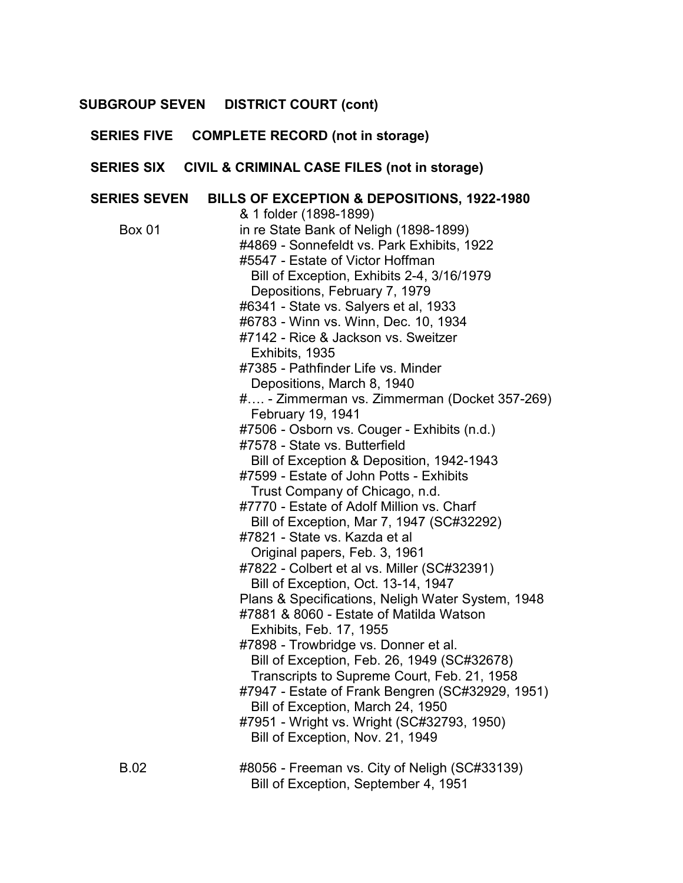## SUBGROUP SEVEN DISTRICT COURT (cont)

### SERIES FIVE COMPLETE RECORD (not in storage)

### SERIES SIX CIVIL & CRIMINAL CASE FILES (not in storage)

### SERIES SEVEN BILLS OF EXCEPTION & DEPOSITIONS, 1922-1980

& 1 folder (1898-1899)

**Box 01**

in re State Bank of Neligh (1898-1899)
#4869 - Sonnefeldt vs. Park Exhibits, 1922
#5547 - Estate of Victor Hoffman
  Bill of Exception, Exhibits 2-4, 3/16/1979
  Depositions, February 7, 1979
#6341 - State vs. Salyers et al, 1933
#6783 - Winn vs. Winn, Dec. 10, 1934
#7142 - Rice & Jackson vs. Sweitzer
  Exhibits, 1935
#7385 - Pathfinder Life vs. Minder
  Depositions, March 8, 1940
#…. - Zimmerman vs. Zimmerman (Docket 357-269)
  February 19, 1941
#7506 - Osborn vs. Couger - Exhibits (n.d.)
#7578 - State vs. Butterfield
  Bill of Exception & Deposition, 1942-1943
#7599 - Estate of John Potts - Exhibits
  Trust Company of Chicago, n.d.
#7770 - Estate of Adolf Million vs. Charf
  Bill of Exception, Mar 7, 1947 (SC#32292)
#7821 - State vs. Kazda et al
  Original papers, Feb. 3, 1961
#7822 - Colbert et al vs. Miller (SC#32391)
  Bill of Exception, Oct. 13-14, 1947
Plans & Specifications, Neligh Water System, 1948
#7881 & 8060 - Estate of Matilda Watson
  Exhibits, Feb. 17, 1955
#7898 - Trowbridge vs. Donner et al.
  Bill of Exception, Feb. 26, 1949 (SC#32678)
  Transcripts to Supreme Court, Feb. 21, 1958
#7947 - Estate of Frank Bengren (SC#32929, 1951)
  Bill of Exception, March 24, 1950
#7951 - Wright vs. Wright (SC#32793, 1950)
  Bill of Exception, Nov. 21, 1949

**B.02**

#8056 - Freeman vs. City of Neligh (SC#33139)
  Bill of Exception, September 4, 1951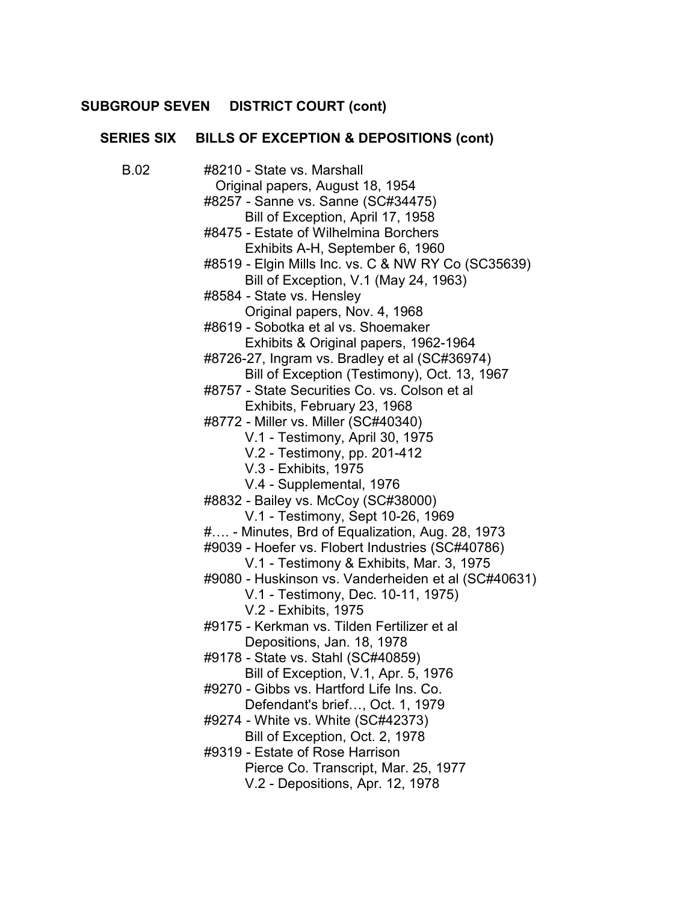## SUBGROUP SEVEN DISTRICT COURT (cont)

### SERIES SIX BILLS OF EXCEPTION & DEPOSITIONS (cont)

B.02

- #8210 - State vs. Marshall
  - Original papers, August 18, 1954
- #8257 - Sanne vs. Sanne (SC#34475)
  - Bill of Exception, April 17, 1958
- #8475 - Estate of Wilhelmina Borchers
  - Exhibits A-H, September 6, 1960
- #8519 - Elgin Mills Inc. vs. C & NW RY Co (SC35639)
  - Bill of Exception, V.1 (May 24, 1963)
- #8584 - State vs. Hensley
  - Original papers, Nov. 4, 1968
- #8619 - Sobotka et al vs. Shoemaker
  - Exhibits & Original papers, 1962-1964
- #8726-27, Ingram vs. Bradley et al (SC#36974)
  - Bill of Exception (Testimony), Oct. 13, 1967
- #8757 - State Securities Co. vs. Colson et al
  - Exhibits, February 23, 1968
- #8772 - Miller vs. Miller (SC#40340)
  - V.1 - Testimony, April 30, 1975
  - V.2 - Testimony, pp. 201-412
  - V.3 - Exhibits, 1975
  - V.4 - Supplemental, 1976
- #8832 - Bailey vs. McCoy (SC#38000)
  - V.1 - Testimony, Sept 10-26, 1969
- #…. - Minutes, Brd of Equalization, Aug. 28, 1973
- #9039 - Hoefer vs. Flobert Industries (SC#40786)
  - V.1 - Testimony & Exhibits, Mar. 3, 1975
- #9080 - Huskinson vs. Vanderheiden et al (SC#40631)
  - V.1 - Testimony, Dec. 10-11, 1975)
  - V.2 - Exhibits, 1975
- #9175 - Kerkman vs. Tilden Fertilizer et al
  - Depositions, Jan. 18, 1978
- #9178 - State vs. Stahl (SC#40859)
  - Bill of Exception, V.1, Apr. 5, 1976
- #9270 - Gibbs vs. Hartford Life Ins. Co.
  - Defendant's brief…, Oct. 1, 1979
- #9274 - White vs. White (SC#42373)
  - Bill of Exception, Oct. 2, 1978
- #9319 - Estate of Rose Harrison
  - Pierce Co. Transcript, Mar. 25, 1977
  - V.2 - Depositions, Apr. 12, 1978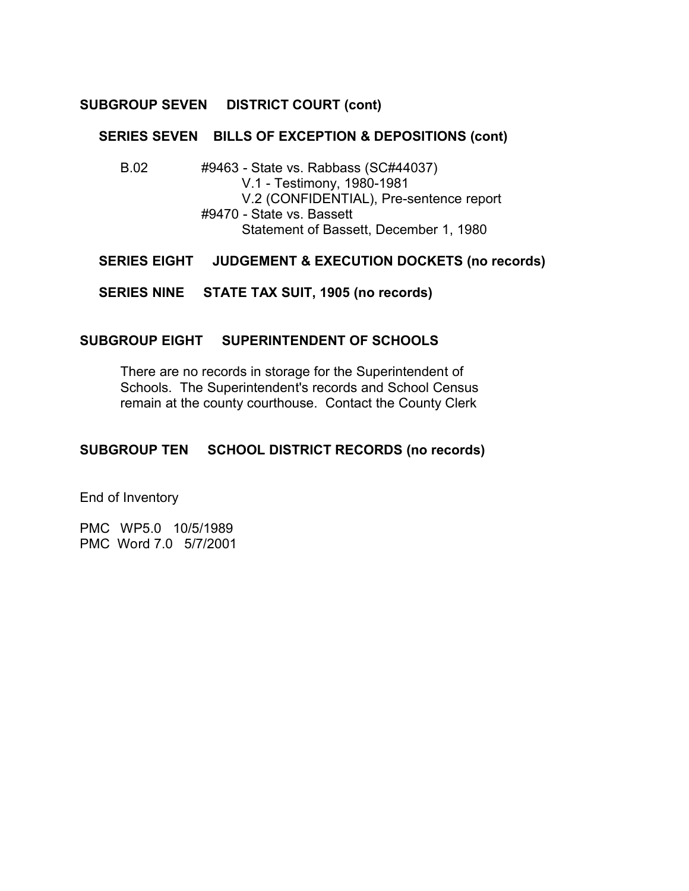## SUBGROUP SEVEN DISTRICT COURT (cont)

### SERIES SEVEN BILLS OF EXCEPTION & DEPOSITIONS (cont)

B.02 #9463 - State vs. Rabbass (SC#44037)
- V.1 - Testimony, 1980-1981
- V.2 (CONFIDENTIAL), Pre-sentence report

#9470 - State vs. Bassett
- Statement of Bassett, December 1, 1980

### SERIES EIGHT JUDGEMENT & EXECUTION DOCKETS (no records)

### SERIES NINE STATE TAX SUIT, 1905 (no records)

## SUBGROUP EIGHT SUPERINTENDENT OF SCHOOLS

There are no records in storage for the Superintendent of Schools. The Superintendent's records and School Census remain at the county courthouse. Contact the County Clerk

## SUBGROUP TEN SCHOOL DISTRICT RECORDS (no records)

End of Inventory

PMC WP5.0 10/5/1989
PMC Word 7.0 5/7/2001